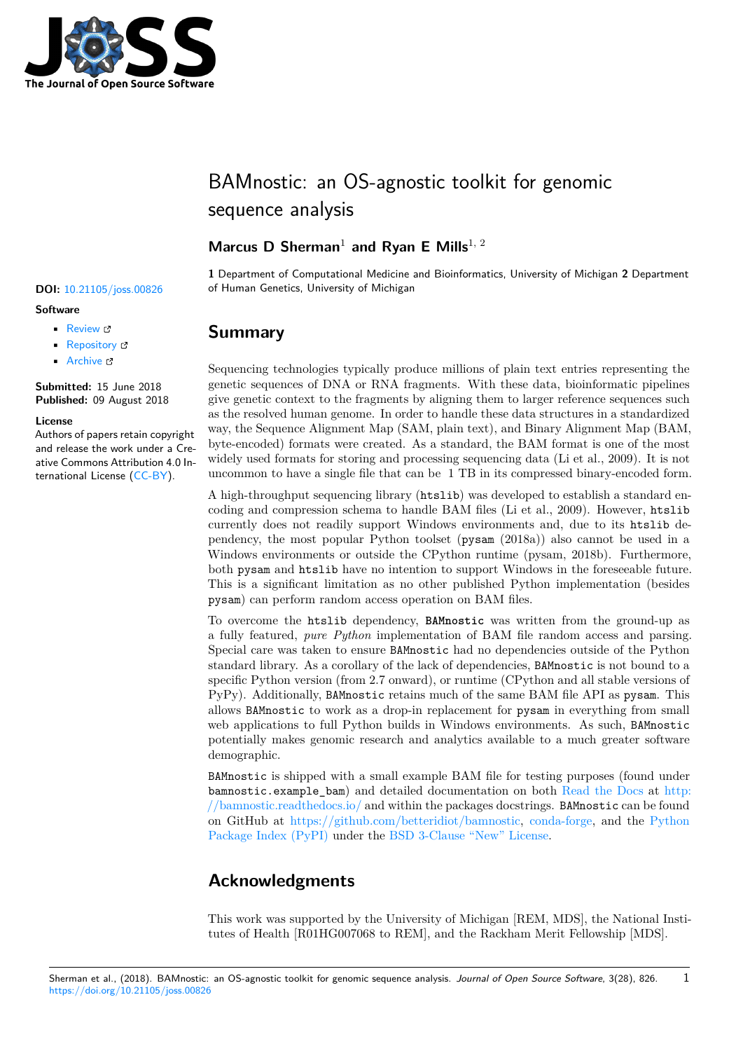# BAMnostic: an OS-agnostic toolkit for genomic sequence analysis

**Marcus D Sherman**[1] **and Ryan E Mills**[1, 2]

**1** Department of Computational Medicine and Bioinformatics, University of Michigan **2** Department of Human Genetics, University of Michigan

**DOI:** 10.21105/joss.00826

**Software**

- Review
- Repository
- Archive

**Submitted:** 15 June 2018
**Published:** 09 August 2018

**License**
Authors of papers retain copyright and release the work under a Creative Commons Attribution 4.0 International License (CC-BY).

## Summary

Sequencing technologies typically produce millions of plain text entries representing the genetic sequences of DNA or RNA fragments. With these data, bioinformatic pipelines give genetic context to the fragments by aligning them to larger reference sequences such as the resolved human genome. In order to handle these data structures in a standardized way, the Sequence Alignment Map (SAM, plain text), and Binary Alignment Map (BAM, byte-encoded) formats were created. As a standard, the BAM format is one of the most widely used formats for storing and processing sequencing data (Li et al., 2009). It is not uncommon to have a single file that can be 1 TB in its compressed binary-encoded form.

A high-throughput sequencing library (`htslib`) was developed to establish a standard encoding and compression schema to handle BAM files (Li et al., 2009). However, `htslib` currently does not readily support Windows environments and, due to its `htslib` dependency, the most popular Python toolset (`pysam` (2018a)) also cannot be used in a Windows environments or outside the CPython runtime (pysam, 2018b). Furthermore, both `pysam` and `htslib` have no intention to support Windows in the foreseeable future. This is a significant limitation as no other published Python implementation (besides `pysam`) can perform random access operation on BAM files.

To overcome the `htslib` dependency, `BAMnostic` was written from the ground-up as a fully featured, *pure Python* implementation of BAM file random access and parsing. Special care was taken to ensure `BAMnostic` had no dependencies outside of the Python standard library. As a corollary of the lack of dependencies, `BAMnostic` is not bound to a specific Python version (from 2.7 onward), or runtime (CPython and all stable versions of PyPy). Additionally, `BAMnostic` retains much of the same BAM file API as `pysam`. This allows `BAMnostic` to work as a drop-in replacement for `pysam` in everything from small web applications to full Python builds in Windows environments. As such, `BAMnostic` potentially makes genomic research and analytics available to a much greater software demographic.

`BAMnostic` is shipped with a small example BAM file for testing purposes (found under `bamnostic.example_bam`) and detailed documentation on both Read the Docs at http://bamnostic.readthedocs.io/ and within the packages docstrings. `BAMnostic` can be found on GitHub at https://github.com/betteridiot/bamnostic, conda-forge, and the Python Package Index (PyPI) under the BSD 3-Clause "New" License.

## Acknowledgments

This work was supported by the University of Michigan [REM, MDS], the National Institutes of Health [R01HG007068 to REM], and the Rackham Merit Fellowship [MDS].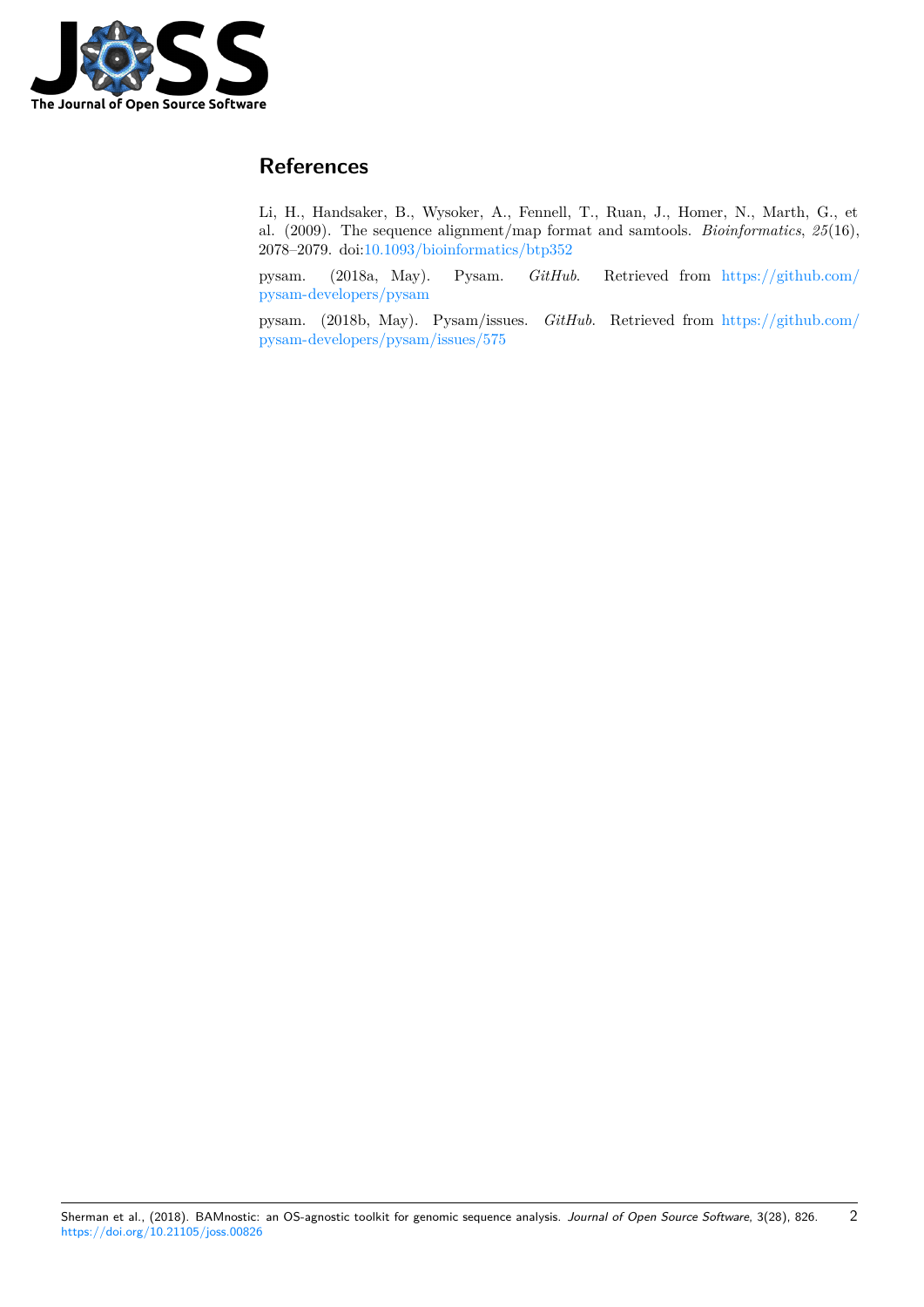## References

Li, H., Handsaker, B., Wysoker, A., Fennell, T., Ruan, J., Homer, N., Marth, G., et al. (2009). The sequence alignment/map format and samtools. *Bioinformatics*, *25*(16), 2078–2079. doi:10.1093/bioinformatics/btp352

pysam. (2018a, May). Pysam. *GitHub*. Retrieved from https://github.com/pysam-developers/pysam

pysam. (2018b, May). Pysam/issues. *GitHub*. Retrieved from https://github.com/pysam-developers/pysam/issues/575